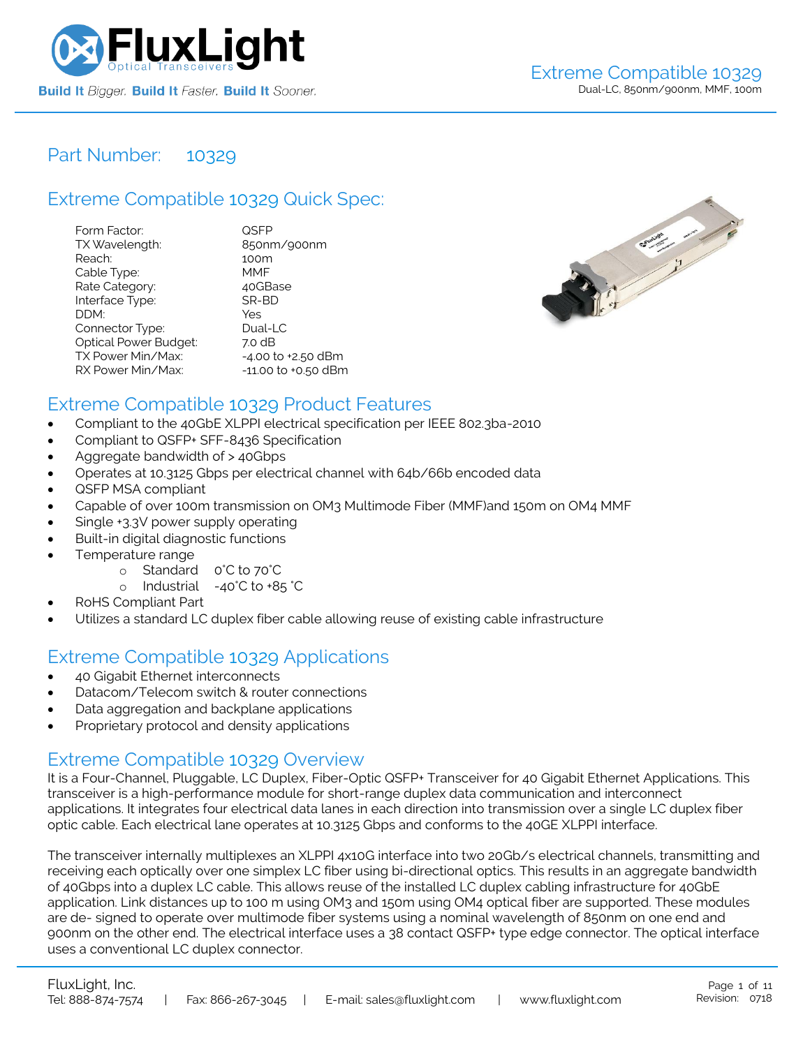# Extreme Compatible 10329

Dual-LC, 850nm/900nm, MMF, 100m

## Part Number: 10329

## Extreme Compatible 10329 Quick Spec:

| | |
|---|---|
| Form Factor: | QSFP |
| TX Wavelength: | 850nm/900nm |
| Reach: | 100m |
| Cable Type: | MMF |
| Rate Category: | 40GBase |
| Interface Type: | SR-BD |
| DDM: | Yes |
| Connector Type: | Dual-LC |
| Optical Power Budget: | 7.0 dB |
| TX Power Min/Max: | -4.00 to +2.50 dBm |
| RX Power Min/Max: | -11.00 to +0.50 dBm |

## Extreme Compatible 10329 Product Features

- Compliant to the 40GbE XLPPI electrical specification per IEEE 802.3ba-2010
- Compliant to QSFP+ SFF-8436 Specification
- Aggregate bandwidth of > 40Gbps
- Operates at 10.3125 Gbps per electrical channel with 64b/66b encoded data
- QSFP MSA compliant
- Capable of over 100m transmission on OM3 Multimode Fiber (MMF)and 150m on OM4 MMF
- Single +3.3V power supply operating
- Built-in digital diagnostic functions
- Temperature range
  - Standard 0°C to 70°C
  - Industrial -40°C to +85 °C
- RoHS Compliant Part
- Utilizes a standard LC duplex fiber cable allowing reuse of existing cable infrastructure

## Extreme Compatible 10329 Applications

- 40 Gigabit Ethernet interconnects
- Datacom/Telecom switch & router connections
- Data aggregation and backplane applications
- Proprietary protocol and density applications

## Extreme Compatible 10329 Overview

It is a Four-Channel, Pluggable, LC Duplex, Fiber-Optic QSFP+ Transceiver for 40 Gigabit Ethernet Applications. This transceiver is a high-performance module for short-range duplex data communication and interconnect applications. It integrates four electrical data lanes in each direction into transmission over a single LC duplex fiber optic cable. Each electrical lane operates at 10.3125 Gbps and conforms to the 40GE XLPPI interface.

The transceiver internally multiplexes an XLPPI 4x10G interface into two 20Gb/s electrical channels, transmitting and receiving each optically over one simplex LC fiber using bi-directional optics. This results in an aggregate bandwidth of 40Gbps into a duplex LC cable. This allows reuse of the installed LC duplex cabling infrastructure for 40GbE application. Link distances up to 100 m using OM3 and 150m using OM4 optical fiber are supported. These modules are de- signed to operate over multimode fiber systems using a nominal wavelength of 850nm on one end and 900nm on the other end. The electrical interface uses a 38 contact QSFP+ type edge connector. The optical interface uses a conventional LC duplex connector.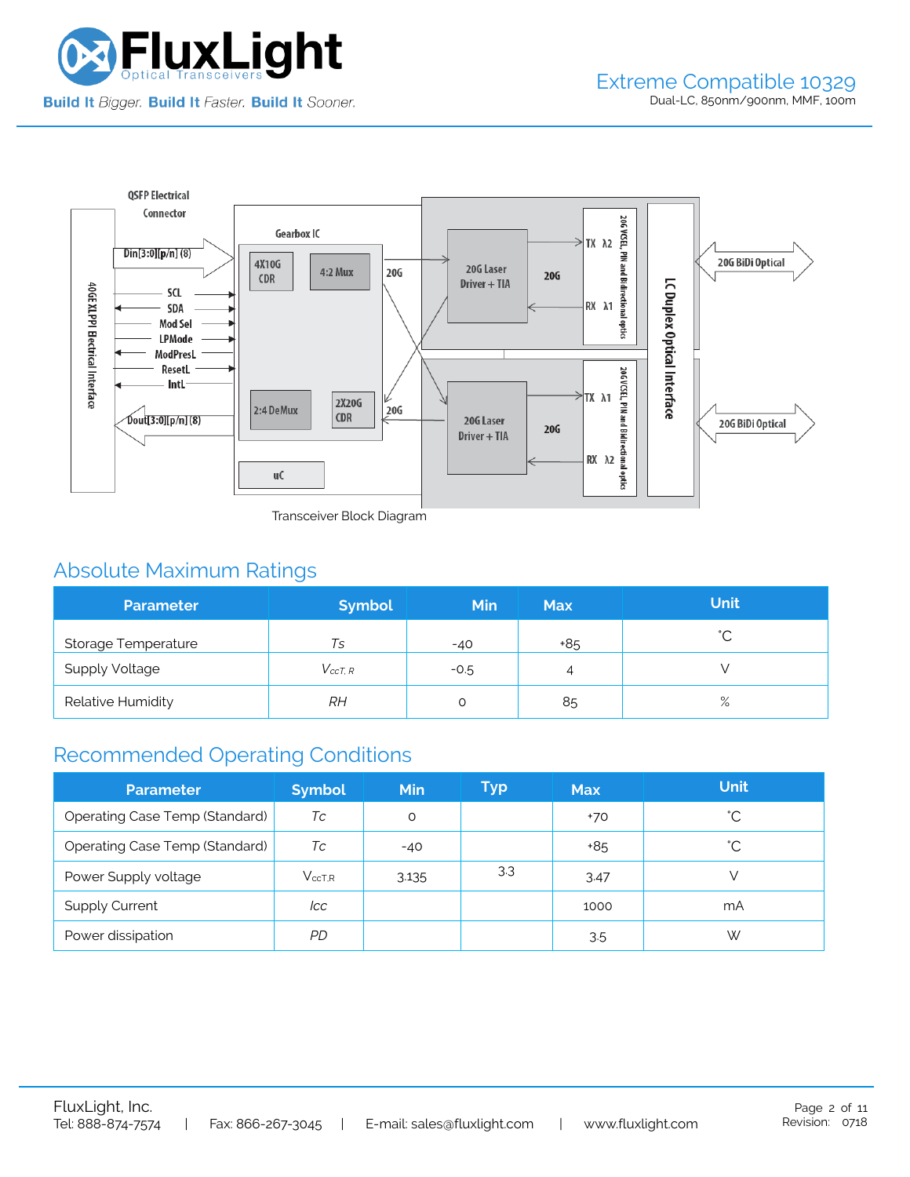Transceiver Block Diagram

## Absolute Maximum Ratings

| Parameter | Symbol | Min | Max | Unit |
|---|---|---|---|---|
| Storage Temperature | *Ts* | -40 | +85 | ˚C |
| Supply Voltage | $V_{ccT,R}$ | -0.5 | 4 | V |
| Relative Humidity | *RH* | 0 | 85 | % |

## Recommended Operating Conditions

| Parameter | Symbol | Min | Typ | Max | Unit |
|---|---|---|---|---|---|
| Operating Case Temp (Standard) | *Tc* | 0 | | +70 | ˚C |
| Operating Case Temp (Standard) | *Tc* | -40 | | +85 | ˚C |
| Power Supply voltage | $V_{ccT,R}$ | 3.135 | 3.3 | 3.47 | V |
| Supply Current | *Icc* | | | 1000 | mA |
| Power dissipation | *PD* | | | 3.5 | W |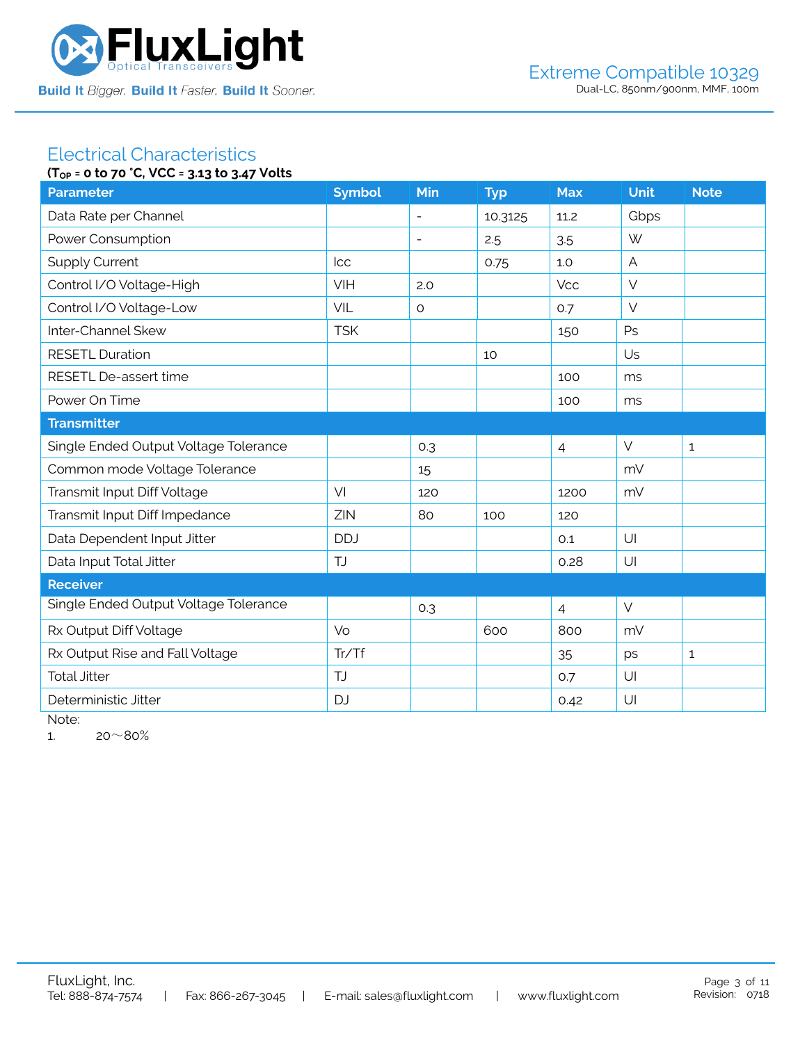## Electrical Characteristics

**($T_{OP}$ = 0 to 70 °C, VCC = 3.13 to 3.47 Volts**

| Parameter | Symbol | Min | Typ | Max | Unit | Note |
|---|---|---|---|---|---|---|
| Data Rate per Channel | | - | 10.3125 | 11.2 | Gbps | |
| Power Consumption | | - | 2.5 | 3.5 | W | |
| Supply Current | Icc | | 0.75 | 1.0 | A | |
| Control I/O Voltage-High | VIH | 2.0 | | Vcc | V | |
| Control I/O Voltage-Low | VIL | 0 | | 0.7 | V | |
| Inter-Channel Skew | TSK | | | 150 | Ps | |
| RESETL Duration | | | 10 | | Us | |
| RESETL De-assert time | | | | 100 | ms | |
| Power On Time | | | | 100 | ms | |
| **Transmitter** | | | | | | |
| Single Ended Output Voltage Tolerance | | 0.3 | | 4 | V | 1 |
| Common mode Voltage Tolerance | | 15 | | | mV | |
| Transmit Input Diff Voltage | VI | 120 | | 1200 | mV | |
| Transmit Input Diff Impedance | ZIN | 80 | 100 | 120 | | |
| Data Dependent Input Jitter | DDJ | | | 0.1 | UI | |
| Data Input Total Jitter | TJ | | | 0.28 | UI | |
| **Receiver** | | | | | | |
| Single Ended Output Voltage Tolerance | | 0.3 | | 4 | V | |
| Rx Output Diff Voltage | Vo | | 600 | 800 | mV | |
| Rx Output Rise and Fall Voltage | Tr/Tf | | | 35 | ps | 1 |
| Total Jitter | TJ | | | 0.7 | UI | |
| Deterministic Jitter | DJ | | | 0.42 | UI | |

Note:

1. 20～80%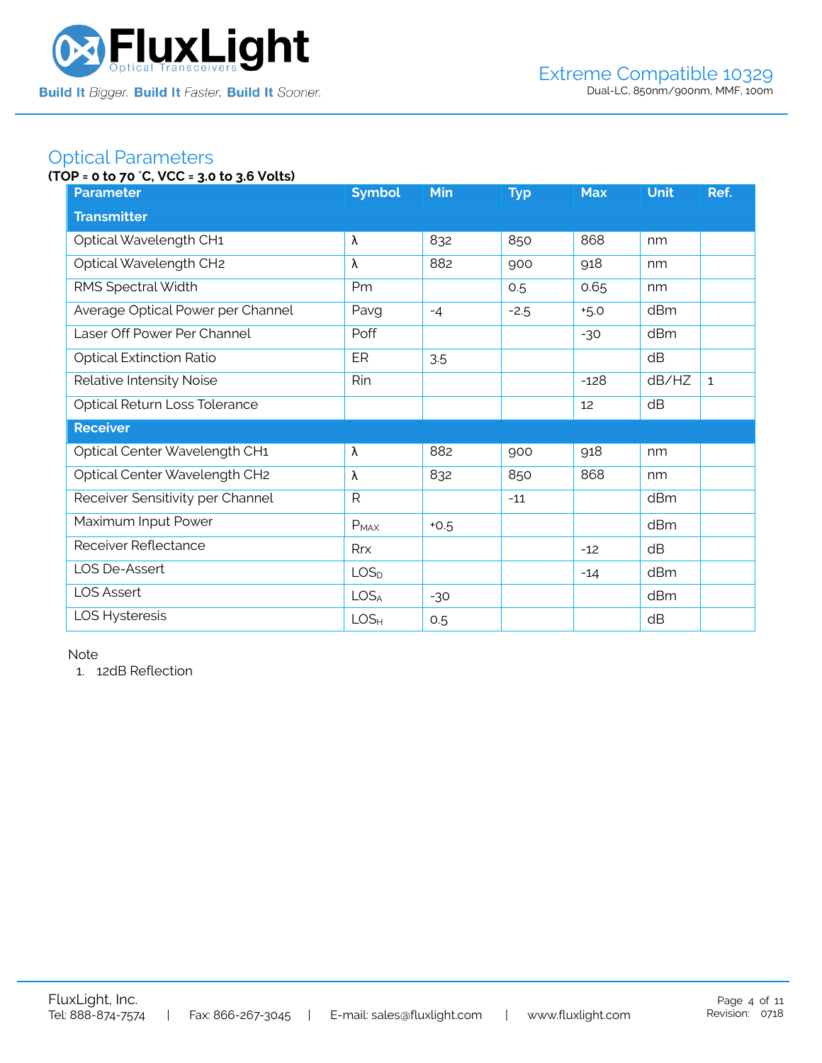## Optical Parameters

**(TOP = 0 to 70 °C, VCC = 3.0 to 3.6 Volts)**

| Parameter | Symbol | Min | Typ | Max | Unit | Ref. |
|---|---|---|---|---|---|---|
| **Transmitter** | | | | | | |
| Optical Wavelength CH1 | λ | 832 | 850 | 868 | nm | |
| Optical Wavelength CH2 | λ | 882 | 900 | 918 | nm | |
| RMS Spectral Width | Pm | | 0.5 | 0.65 | nm | |
| Average Optical Power per Channel | Pavg | -4 | -2.5 | +5.0 | dBm | |
| Laser Off Power Per Channel | Poff | | | -30 | dBm | |
| Optical Extinction Ratio | ER | 3.5 | | | dB | |
| Relative Intensity Noise | Rin | | | -128 | dB/HZ | 1 |
| Optical Return Loss Tolerance | | | | 12 | dB | |
| **Receiver** | | | | | | |
| Optical Center Wavelength CH1 | λ | 882 | 900 | 918 | nm | |
| Optical Center Wavelength CH2 | λ | 832 | 850 | 868 | nm | |
| Receiver Sensitivity per Channel | R | | -11 | | dBm | |
| Maximum Input Power | $P_{MAX}$ | +0.5 | | | dBm | |
| Receiver Reflectance | Rrx | | | -12 | dB | |
| LOS De-Assert | $LOS_D$ | | | -14 | dBm | |
| LOS Assert | $LOS_A$ | -30 | | | dBm | |
| LOS Hysteresis | $LOS_H$ | 0.5 | | | dB | |

Note

1. 12dB Reflection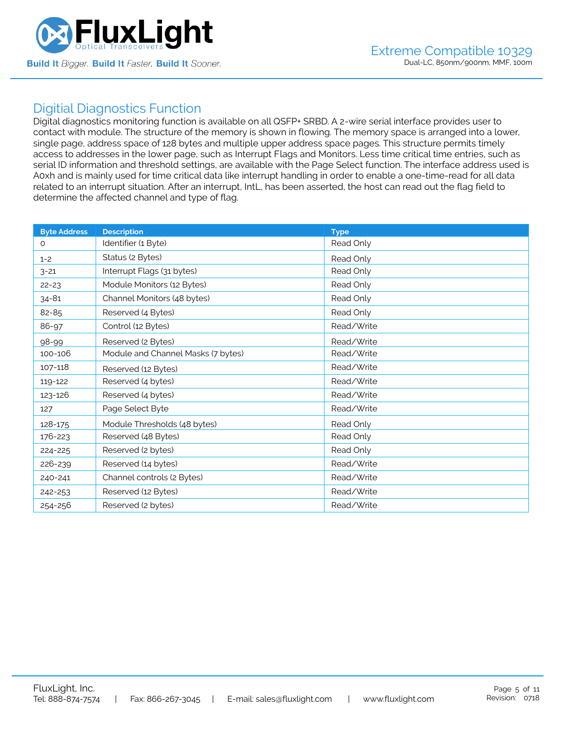## Digitial Diagnostics Function

Digital diagnostics monitoring function is available on all QSFP+ SRBD. A 2-wire serial interface provides user to contact with module. The structure of the memory is shown in flowing. The memory space is arranged into a lower, single page, address space of 128 bytes and multiple upper address space pages. This structure permits timely access to addresses in the lower page, such as Interrupt Flags and Monitors. Less time critical time entries, such as serial ID information and threshold settings, are available with the Page Select function. The interface address used is A0xh and is mainly used for time critical data like interrupt handling in order to enable a one-time-read for all data related to an interrupt situation. After an interrupt, IntL, has been asserted, the host can read out the flag field to determine the affected channel and type of flag.

| Byte Address | Description | Type |
|---|---|---|
| 0 | Identifier (1 Byte) | Read Only |
| 1-2 | Status (2 Bytes) | Read Only |
| 3-21 | Interrupt Flags (31 bytes) | Read Only |
| 22-23 | Module Monitors (12 Bytes) | Read Only |
| 34-81 | Channel Monitors (48 bytes) | Read Only |
| 82-85 | Reserved (4 Bytes) | Read Only |
| 86-97 | Control (12 Bytes) | Read/Write |
| 98-99 | Reserved (2 Bytes) | Read/Write |
| 100-106 | Module and Channel Masks (7 bytes) | Read/Write |
| 107-118 | Reserved (12 Bytes) | Read/Write |
| 119-122 | Reserved (4 bytes) | Read/Write |
| 123-126 | Reserved (4 bytes) | Read/Write |
| 127 | Page Select Byte | Read/Write |
| 128-175 | Module Thresholds (48 bytes) | Read Only |
| 176-223 | Reserved (48 Bytes) | Read Only |
| 224-225 | Reserved (2 bytes) | Read Only |
| 226-239 | Reserved (14 bytes) | Read/Write |
| 240-241 | Channel controls (2 Bytes) | Read/Write |
| 242-253 | Reserved (12 Bytes) | Read/Write |
| 254-256 | Reserved (2 bytes) | Read/Write |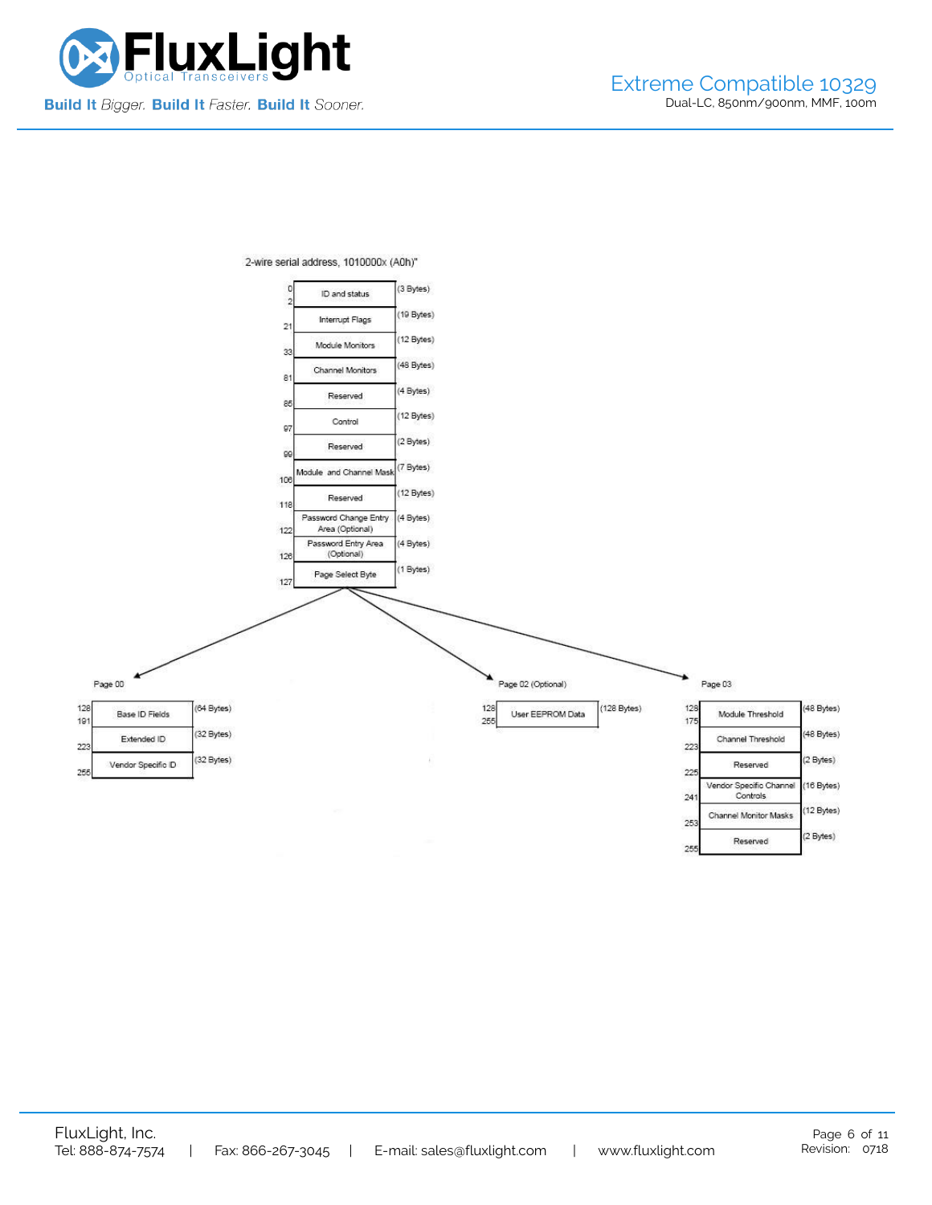2-wire serial address, 1010000x (A0h)"

| Address | Field | Size |
|---|---|---|
| 0–2 | ID and status | (3 Bytes) |
| 21 | Interrupt Flags | (19 Bytes) |
| 33 | Module Monitors | (12 Bytes) |
| 81 | Channel Monitors | (48 Bytes) |
| 85 | Reserved | (4 Bytes) |
| 97 | Control | (12 Bytes) |
| 99 | Reserved | (2 Bytes) |
| 106 | Module and Channel Mask | (7 Bytes) |
| 118 | Reserved | (12 Bytes) |
| 122 | Password Change Entry Area (Optional) | (4 Bytes) |
| 126 | Password Entry Area (Optional) | (4 Bytes) |
| 127 | Page Select Byte | (1 Bytes) |

Page 00

| Address | Field | Size |
|---|---|---|
| 128–191 | Base ID Fields | (64 Bytes) |
| 223 | Extended ID | (32 Bytes) |
| 255 | Vendor Specific ID | (32 Bytes) |

Page 02 (Optional)

| Address | Field | Size |
|---|---|---|
| 128–255 | User EEPROM Data | (128 Bytes) |

Page 03

| Address | Field | Size |
|---|---|---|
| 128–175 | Module Threshold | (48 Bytes) |
| 223 | Channel Threshold | (48 Bytes) |
| 225 | Reserved | (2 Bytes) |
| 241 | Vendor Specific Channel Controls | (16 Bytes) |
| 253 | Channel Monitor Masks | (12 Bytes) |
| 255 | Reserved | (2 Bytes) |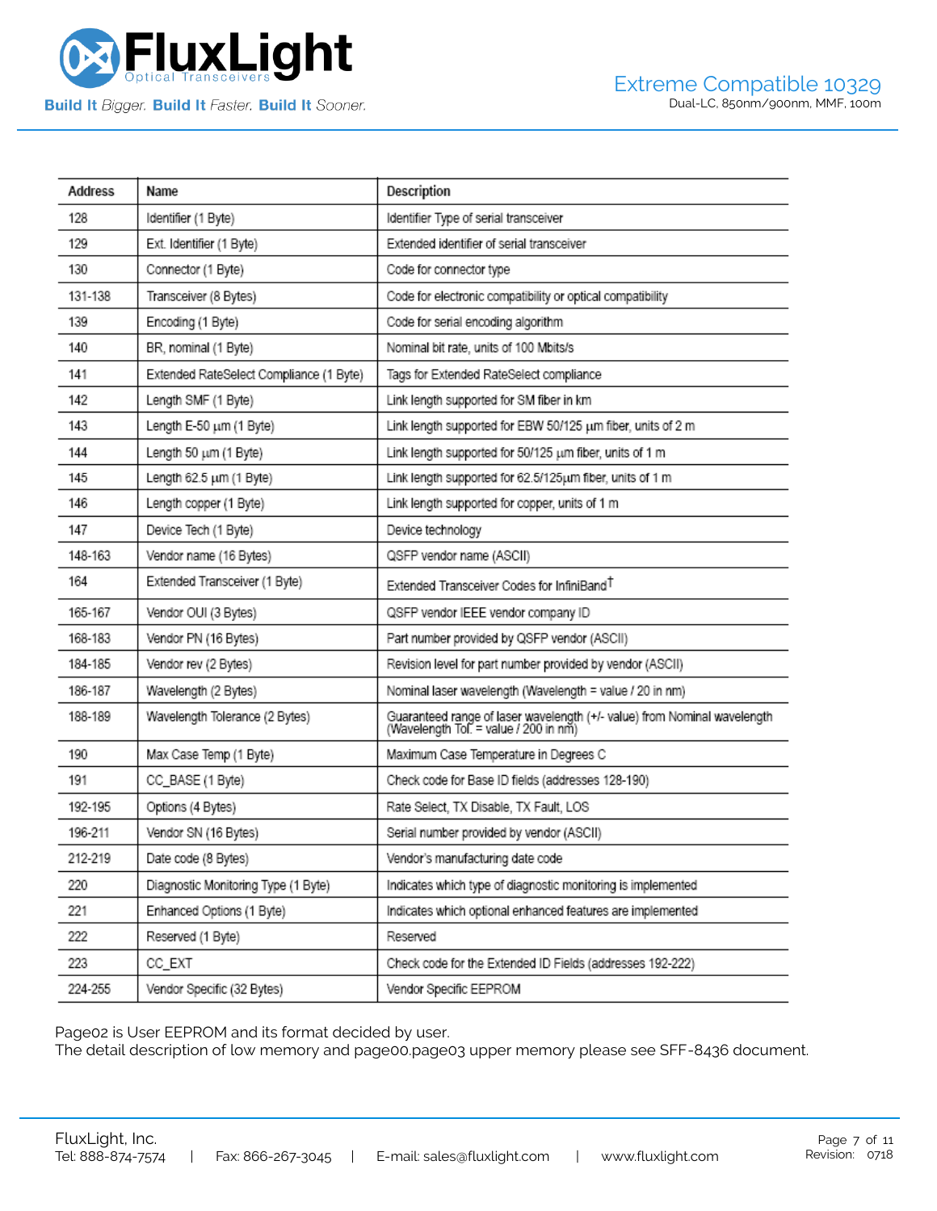| Address | Name | Description |
|---|---|---|
| 128 | Identifier (1 Byte) | Identifier Type of serial transceiver |
| 129 | Ext. Identifier (1 Byte) | Extended identifier of serial transceiver |
| 130 | Connector (1 Byte) | Code for connector type |
| 131-138 | Transceiver (8 Bytes) | Code for electronic compatibility or optical compatibility |
| 139 | Encoding (1 Byte) | Code for serial encoding algorithm |
| 140 | BR, nominal (1 Byte) | Nominal bit rate, units of 100 Mbits/s |
| 141 | Extended RateSelect Compliance (1 Byte) | Tags for Extended RateSelect compliance |
| 142 | Length SMF (1 Byte) | Link length supported for SM fiber in km |
| 143 | Length E-50 μm (1 Byte) | Link length supported for EBW 50/125 μm fiber, units of 2 m |
| 144 | Length 50 μm (1 Byte) | Link length supported for 50/125 μm fiber, units of 1 m |
| 145 | Length 62.5 μm (1 Byte) | Link length supported for 62.5/125μm fiber, units of 1 m |
| 146 | Length copper (1 Byte) | Link length supported for copper, units of 1 m |
| 147 | Device Tech (1 Byte) | Device technology |
| 148-163 | Vendor name (16 Bytes) | QSFP vendor name (ASCII) |
| 164 | Extended Transceiver (1 Byte) | Extended Transceiver Codes for InfiniBand† |
| 165-167 | Vendor OUI (3 Bytes) | QSFP vendor IEEE vendor company ID |
| 168-183 | Vendor PN (16 Bytes) | Part number provided by QSFP vendor (ASCII) |
| 184-185 | Vendor rev (2 Bytes) | Revision level for part number provided by vendor (ASCII) |
| 186-187 | Wavelength (2 Bytes) | Nominal laser wavelength (Wavelength = value / 20 in nm) |
| 188-189 | Wavelength Tolerance (2 Bytes) | Guaranteed range of laser wavelength (+/- value) from Nominal wavelength (Wavelength Tol. = value / 200 in nm) |
| 190 | Max Case Temp (1 Byte) | Maximum Case Temperature in Degrees C |
| 191 | CC_BASE (1 Byte) | Check code for Base ID fields (addresses 128-190) |
| 192-195 | Options (4 Bytes) | Rate Select, TX Disable, TX Fault, LOS |
| 196-211 | Vendor SN (16 Bytes) | Serial number provided by vendor (ASCII) |
| 212-219 | Date code (8 Bytes) | Vendor's manufacturing date code |
| 220 | Diagnostic Monitoring Type (1 Byte) | Indicates which type of diagnostic monitoring is implemented |
| 221 | Enhanced Options (1 Byte) | Indicates which optional enhanced features are implemented |
| 222 | Reserved (1 Byte) | Reserved |
| 223 | CC_EXT | Check code for the Extended ID Fields (addresses 192-222) |
| 224-255 | Vendor Specific (32 Bytes) | Vendor Specific EEPROM |

Page02 is User EEPROM and its format decided by user.
The detail description of low memory and page00.page03 upper memory please see SFF-8436 document.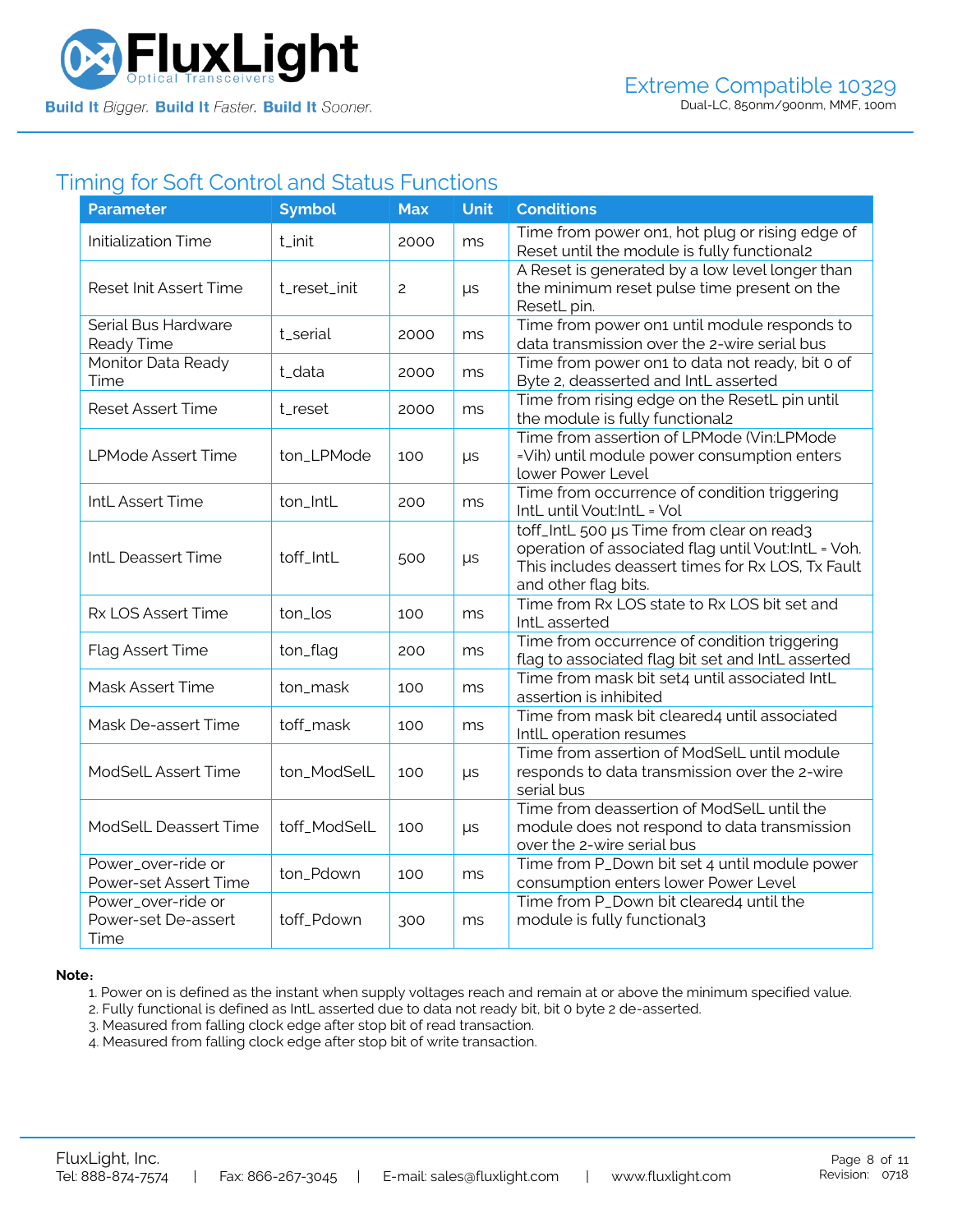## Timing for Soft Control and Status Functions

| Parameter | Symbol | Max | Unit | Conditions |
|---|---|---|---|---|
| Initialization Time | t_init | 2000 | ms | Time from power on1, hot plug or rising edge of Reset until the module is fully functional2 |
| Reset Init Assert Time | t_reset_init | 2 | μs | A Reset is generated by a low level longer than the minimum reset pulse time present on the ResetL pin. |
| Serial Bus Hardware Ready Time | t_serial | 2000 | ms | Time from power on1 until module responds to data transmission over the 2-wire serial bus |
| Monitor Data Ready Time | t_data | 2000 | ms | Time from power on1 to data not ready, bit 0 of Byte 2, deasserted and IntL asserted |
| Reset Assert Time | t_reset | 2000 | ms | Time from rising edge on the ResetL pin until the module is fully functional2 |
| LPMode Assert Time | ton_LPMode | 100 | μs | Time from assertion of LPMode (Vin:LPMode =Vih) until module power consumption enters lower Power Level |
| IntL Assert Time | ton_IntL | 200 | ms | Time from occurrence of condition triggering IntL until Vout:IntL = Vol |
| IntL Deassert Time | toff_IntL | 500 | μs | toff_IntL 500 μs Time from clear on read3 operation of associated flag until Vout:IntL = Voh. This includes deassert times for Rx LOS, Tx Fault and other flag bits. |
| Rx LOS Assert Time | ton_los | 100 | ms | Time from Rx LOS state to Rx LOS bit set and IntL asserted |
| Flag Assert Time | ton_flag | 200 | ms | Time from occurrence of condition triggering flag to associated flag bit set and IntL asserted |
| Mask Assert Time | ton_mask | 100 | ms | Time from mask bit set4 until associated IntL assertion is inhibited |
| Mask De-assert Time | toff_mask | 100 | ms | Time from mask bit cleared4 until associated IntlL operation resumes |
| ModSelL Assert Time | ton_ModSelL | 100 | μs | Time from assertion of ModSelL until module responds to data transmission over the 2-wire serial bus |
| ModSelL Deassert Time | toff_ModSelL | 100 | μs | Time from deassertion of ModSelL until the module does not respond to data transmission over the 2-wire serial bus |
| Power_over-ride or Power-set Assert Time | ton_Pdown | 100 | ms | Time from P_Down bit set 4 until module power consumption enters lower Power Level |
| Power_over-ride or Power-set De-assert Time | toff_Pdown | 300 | ms | Time from P_Down bit cleared4 until the module is fully functional3 |

**Note:**

1. Power on is defined as the instant when supply voltages reach and remain at or above the minimum specified value.
2. Fully functional is defined as IntL asserted due to data not ready bit, bit 0 byte 2 de-asserted.
3. Measured from falling clock edge after stop bit of read transaction.
4. Measured from falling clock edge after stop bit of write transaction.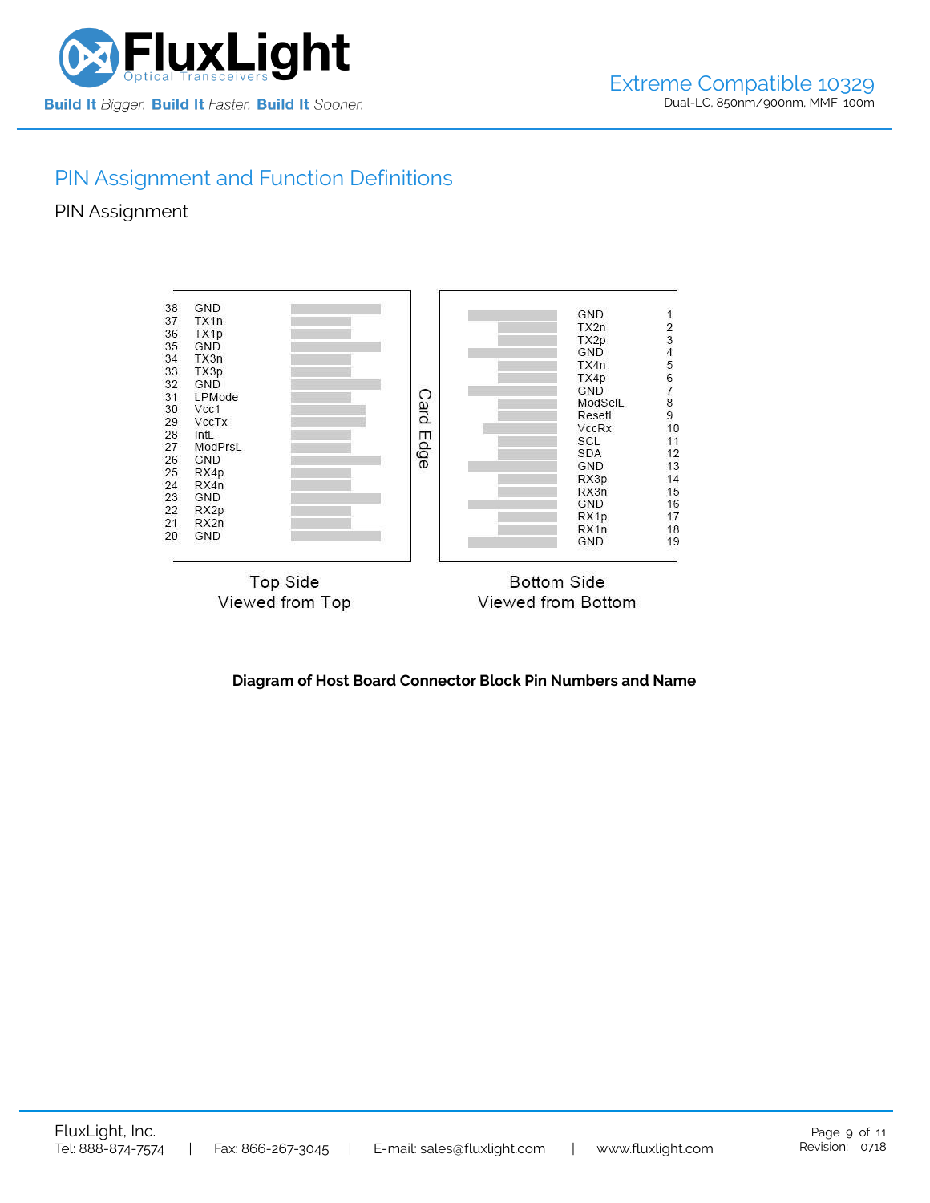## PIN Assignment and Function Definitions

### PIN Assignment

| Pin | Name (Top Side, Viewed from Top) |
|---|---|
| 38 | GND |
| 37 | TX1n |
| 36 | TX1p |
| 35 | GND |
| 34 | TX3n |
| 33 | TX3p |
| 32 | GND |
| 31 | LPMode |
| 30 | Vcc1 |
| 29 | VccTx |
| 28 | IntL |
| 27 | ModPrsL |
| 26 | GND |
| 25 | RX4p |
| 24 | RX4n |
| 23 | GND |
| 22 | RX2p |
| 21 | RX2n |
| 20 | GND |

Card Edge

| Name (Bottom Side, Viewed from Bottom) | Pin |
|---|---|
| GND | 1 |
| TX2n | 2 |
| TX2p | 3 |
| GND | 4 |
| TX4n | 5 |
| TX4p | 6 |
| GND | 7 |
| ModSelL | 8 |
| ResetL | 9 |
| VccRx | 10 |
| SCL | 11 |
| SDA | 12 |
| GND | 13 |
| RX3p | 14 |
| RX3n | 15 |
| GND | 16 |
| RX1p | 17 |
| RX1n | 18 |
| GND | 19 |

Top Side
Viewed from Top

Bottom Side
Viewed from Bottom

**Diagram of Host Board Connector Block Pin Numbers and Name**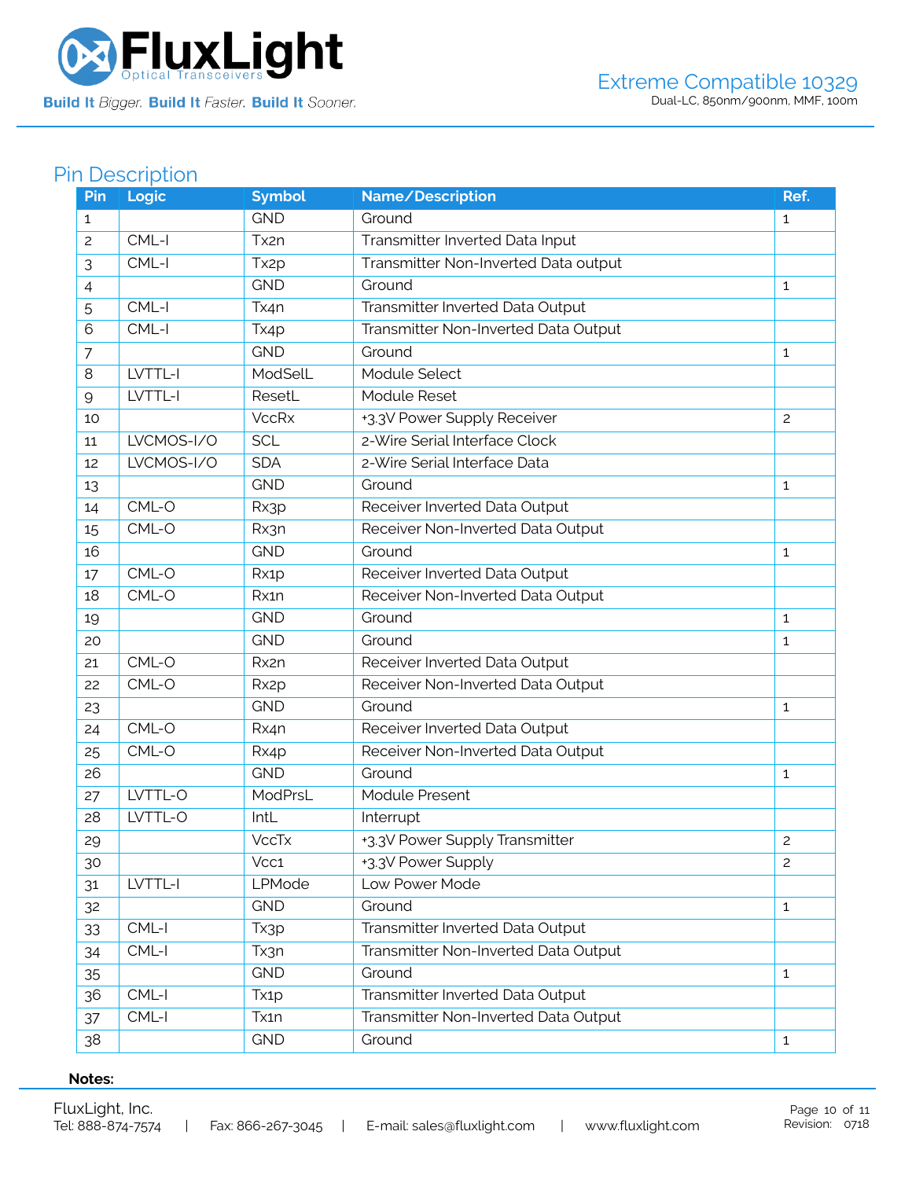## Pin Description

| Pin | Logic | Symbol | Name/Description | Ref. |
|---|---|---|---|---|
| 1 | | GND | Ground | 1 |
| 2 | CML-I | Tx2n | Transmitter Inverted Data Input | |
| 3 | CML-I | Tx2p | Transmitter Non-Inverted Data output | |
| 4 | | GND | Ground | 1 |
| 5 | CML-I | Tx4n | Transmitter Inverted Data Output | |
| 6 | CML-I | Tx4p | Transmitter Non-Inverted Data Output | |
| 7 | | GND | Ground | 1 |
| 8 | LVTTL-I | ModSelL | Module Select | |
| 9 | LVTTL-I | ResetL | Module Reset | |
| 10 | | VccRx | +3.3V Power Supply Receiver | 2 |
| 11 | LVCMOS-I/O | SCL | 2-Wire Serial Interface Clock | |
| 12 | LVCMOS-I/O | SDA | 2-Wire Serial Interface Data | |
| 13 | | GND | Ground | 1 |
| 14 | CML-O | Rx3p | Receiver Inverted Data Output | |
| 15 | CML-O | Rx3n | Receiver Non-Inverted Data Output | |
| 16 | | GND | Ground | 1 |
| 17 | CML-O | Rx1p | Receiver Inverted Data Output | |
| 18 | CML-O | Rx1n | Receiver Non-Inverted Data Output | |
| 19 | | GND | Ground | 1 |
| 20 | | GND | Ground | 1 |
| 21 | CML-O | Rx2n | Receiver Inverted Data Output | |
| 22 | CML-O | Rx2p | Receiver Non-Inverted Data Output | |
| 23 | | GND | Ground | 1 |
| 24 | CML-O | Rx4n | Receiver Inverted Data Output | |
| 25 | CML-O | Rx4p | Receiver Non-Inverted Data Output | |
| 26 | | GND | Ground | 1 |
| 27 | LVTTL-O | ModPrsL | Module Present | |
| 28 | LVTTL-O | IntL | Interrupt | |
| 29 | | VccTx | +3.3V Power Supply Transmitter | 2 |
| 30 | | Vcc1 | +3.3V Power Supply | 2 |
| 31 | LVTTL-I | LPMode | Low Power Mode | |
| 32 | | GND | Ground | 1 |
| 33 | CML-I | Tx3p | Transmitter Inverted Data Output | |
| 34 | CML-I | Tx3n | Transmitter Non-Inverted Data Output | |
| 35 | | GND | Ground | 1 |
| 36 | CML-I | Tx1p | Transmitter Inverted Data Output | |
| 37 | CML-I | Tx1n | Transmitter Non-Inverted Data Output | |
| 38 | | GND | Ground | 1 |

**Notes:**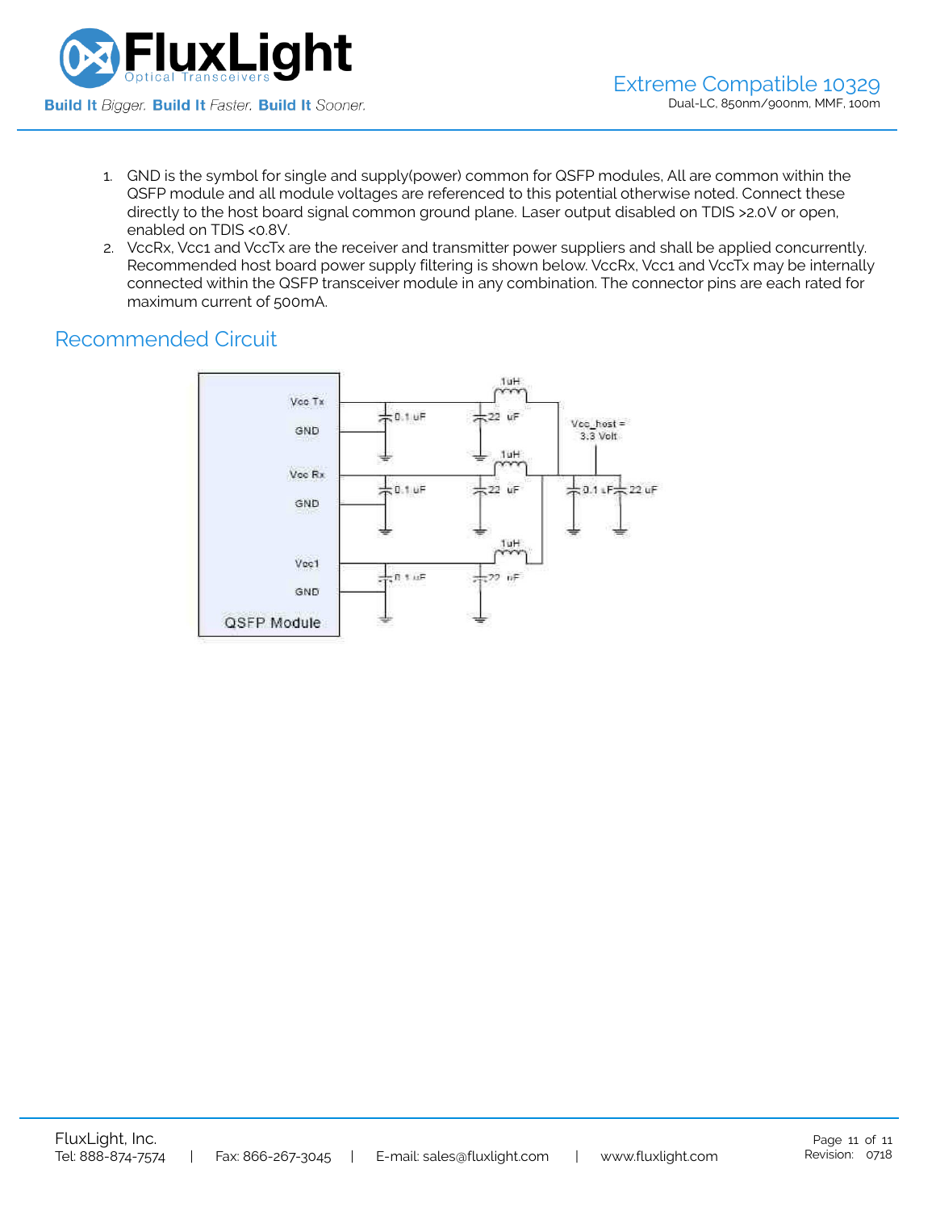1. GND is the symbol for single and supply(power) common for QSFP modules, All are common within the QSFP module and all module voltages are referenced to this potential otherwise noted. Connect these directly to the host board signal common ground plane. Laser output disabled on TDIS >2.0V or open, enabled on TDIS <0.8V.
2. VccRx, Vcc1 and VccTx are the receiver and transmitter power suppliers and shall be applied concurrently. Recommended host board power supply filtering is shown below. VccRx, Vcc1 and VccTx may be internally connected within the QSFP transceiver module in any combination. The connector pins are each rated for maximum current of 500mA.

## Recommended Circuit

Vcc Tx
GND
Vcc Rx
GND
Vcc1
GND
QSFP Module
0.1 uF
22 uF
1uH
Vcc_host = 3.3 Volt